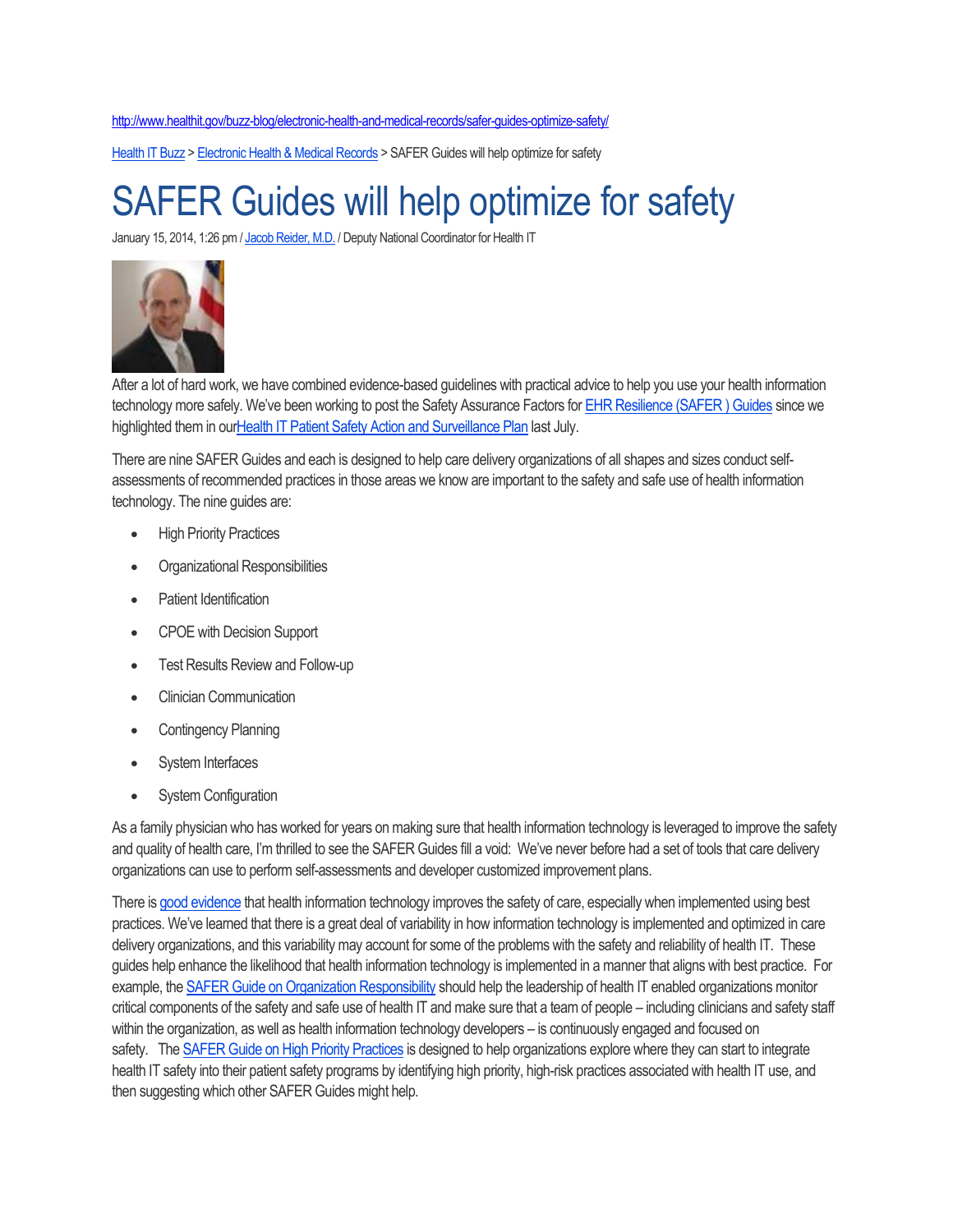http://www.healthit.gov/buzz-blog/electronic-health-and-medical-records/safer-guides-optimize-safety/

Health IT Buzz > Electronic Health & Medical Records > SAFER Guides will help optimize for safety

# SAFER Guides will help optimize for safety

January 15, 2014, 1:26 pm / Jacob Reider, M.D. / Deputy National Coordinator for Health IT

After a lot of hard work, we have combined evidence-based guidelines with practical advice to help you use your health information technology more safely. We've been working to post the Safety Assurance Factors for EHR Resilience (SAFER ) Guides since we highlighted them in ourHealth IT Patient Safety Action and Surveillance Plan last July.

There are nine SAFER Guides and each is designed to help care delivery organizations of all shapes and sizes conduct self-assessments of recommended practices in those areas we know are important to the safety and safe use of health information technology. The nine guides are:

- High Priority Practices
- Organizational Responsibilities
- Patient Identification
- CPOE with Decision Support
- Test Results Review and Follow-up
- Clinician Communication
- Contingency Planning
- System Interfaces
- System Configuration

As a family physician who has worked for years on making sure that health information technology is leveraged to improve the safety and quality of health care, I'm thrilled to see the SAFER Guides fill a void: We've never before had a set of tools that care delivery organizations can use to perform self-assessments and developer customized improvement plans.

There is good evidence that health information technology improves the safety of care, especially when implemented using best practices. We've learned that there is a great deal of variability in how information technology is implemented and optimized in care delivery organizations, and this variability may account for some of the problems with the safety and reliability of health IT. These guides help enhance the likelihood that health information technology is implemented in a manner that aligns with best practice. For example, the SAFER Guide on Organization Responsibility should help the leadership of health IT enabled organizations monitor critical components of the safety and safe use of health IT and make sure that a team of people – including clinicians and safety staff within the organization, as well as health information technology developers – is continuously engaged and focused on safety. The SAFER Guide on High Priority Practices is designed to help organizations explore where they can start to integrate health IT safety into their patient safety programs by identifying high priority, high-risk practices associated with health IT use, and then suggesting which other SAFER Guides might help.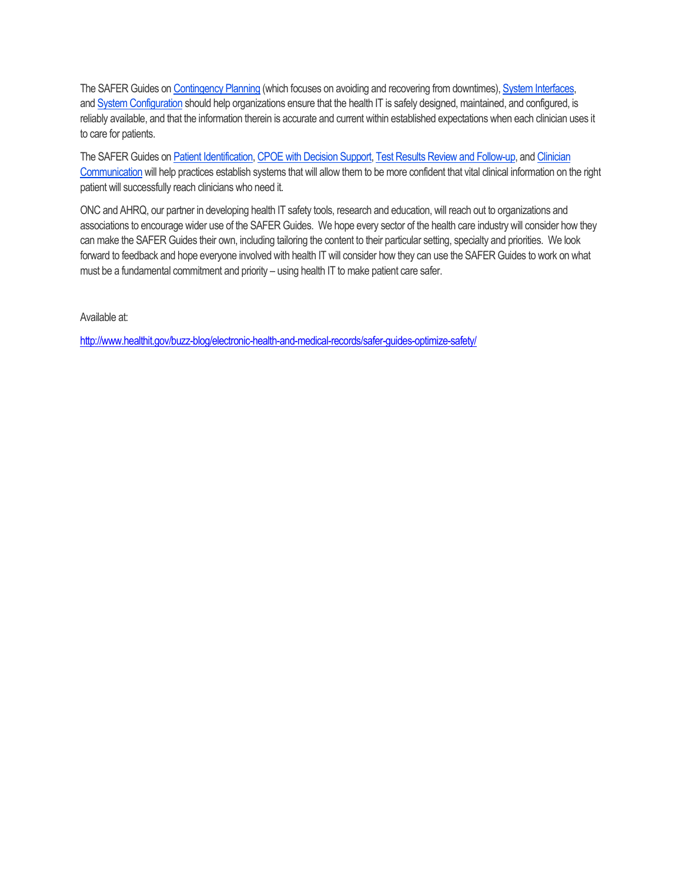The SAFER Guides on Contingency Planning (which focuses on avoiding and recovering from downtimes), System Interfaces, and System Configuration should help organizations ensure that the health IT is safely designed, maintained, and configured, is reliably available, and that the information therein is accurate and current within established expectations when each clinician uses it to care for patients.

The SAFER Guides on Patient Identification, CPOE with Decision Support, Test Results Review and Follow-up, and Clinician Communication will help practices establish systems that will allow them to be more confident that vital clinical information on the right patient will successfully reach clinicians who need it.

ONC and AHRQ, our partner in developing health IT safety tools, research and education, will reach out to organizations and associations to encourage wider use of the SAFER Guides. We hope every sector of the health care industry will consider how they can make the SAFER Guides their own, including tailoring the content to their particular setting, specialty and priorities. We look forward to feedback and hope everyone involved with health IT will consider how they can use the SAFER Guides to work on what must be a fundamental commitment and priority – using health IT to make patient care safer.

Available at:

http://www.healthit.gov/buzz-blog/electronic-health-and-medical-records/safer-guides-optimize-safety/